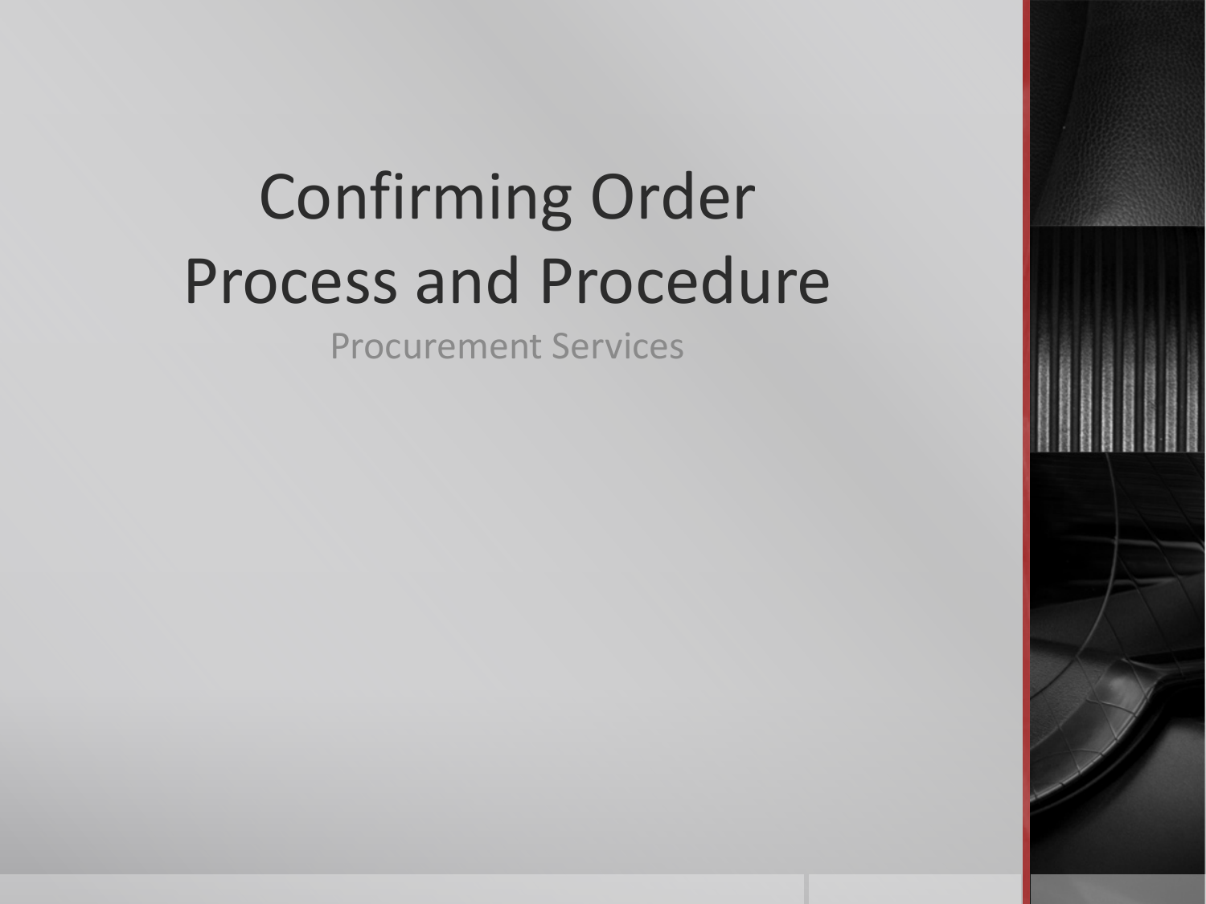# Confirming Order Process and Procedure

Procurement Services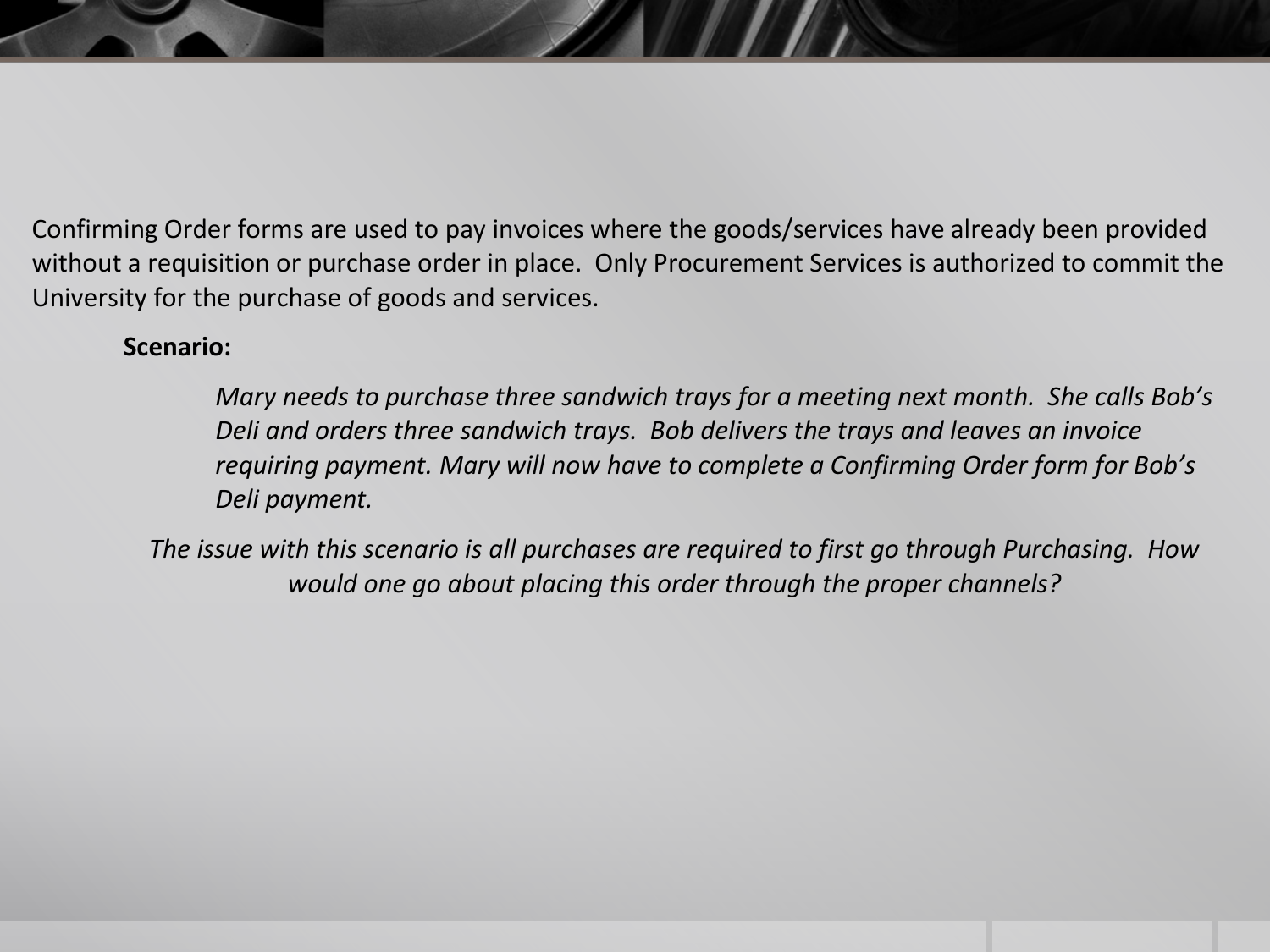Confirming Order forms are used to pay invoices where the goods/services have already been provided without a requisition or purchase order in place. Only Procurement Services is authorized to commit the University for the purchase of goods and services.

**Scenario:**

> *Mary needs to purchase three sandwich trays for a meeting next month. She calls Bob's Deli and orders three sandwich trays. Bob delivers the trays and leaves an invoice requiring payment. Mary will now have to complete a Confirming Order form for Bob's Deli payment.*

*The issue with this scenario is all purchases are required to first go through Purchasing. How would one go about placing this order through the proper channels?*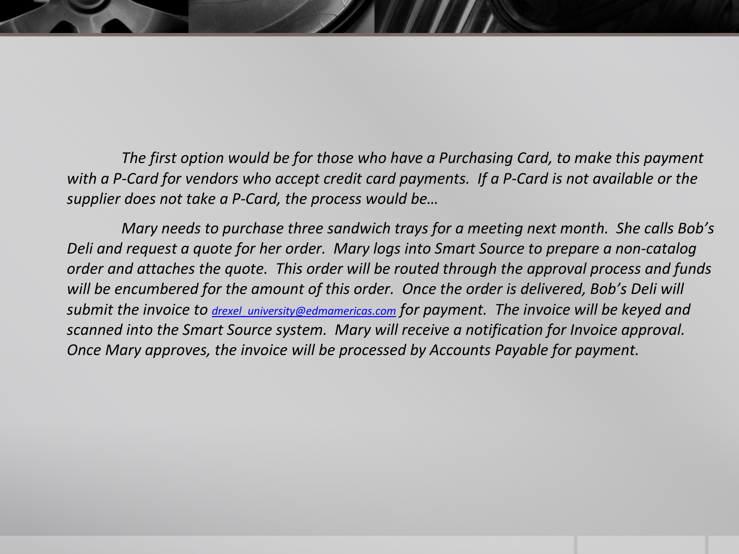*The first option would be for those who have a Purchasing Card, to make this payment with a P-Card for vendors who accept credit card payments.  If a P-Card is not available or the supplier does not take a P-Card, the process would be…*

*Mary needs to purchase three sandwich trays for a meeting next month.  She calls Bob's Deli and request a quote for her order.  Mary logs into Smart Source to prepare a non-catalog order and attaches the quote.  This order will be routed through the approval process and funds will be encumbered for the amount of this order.  Once the order is delivered, Bob's Deli will submit the invoice to [drexel_university@edmamericas.com](mailto:drexel_university@edmamericas.com) for payment.  The invoice will be keyed and scanned into the Smart Source system.  Mary will receive a notification for Invoice approval.  Once Mary approves, the invoice will be processed by Accounts Payable for payment.*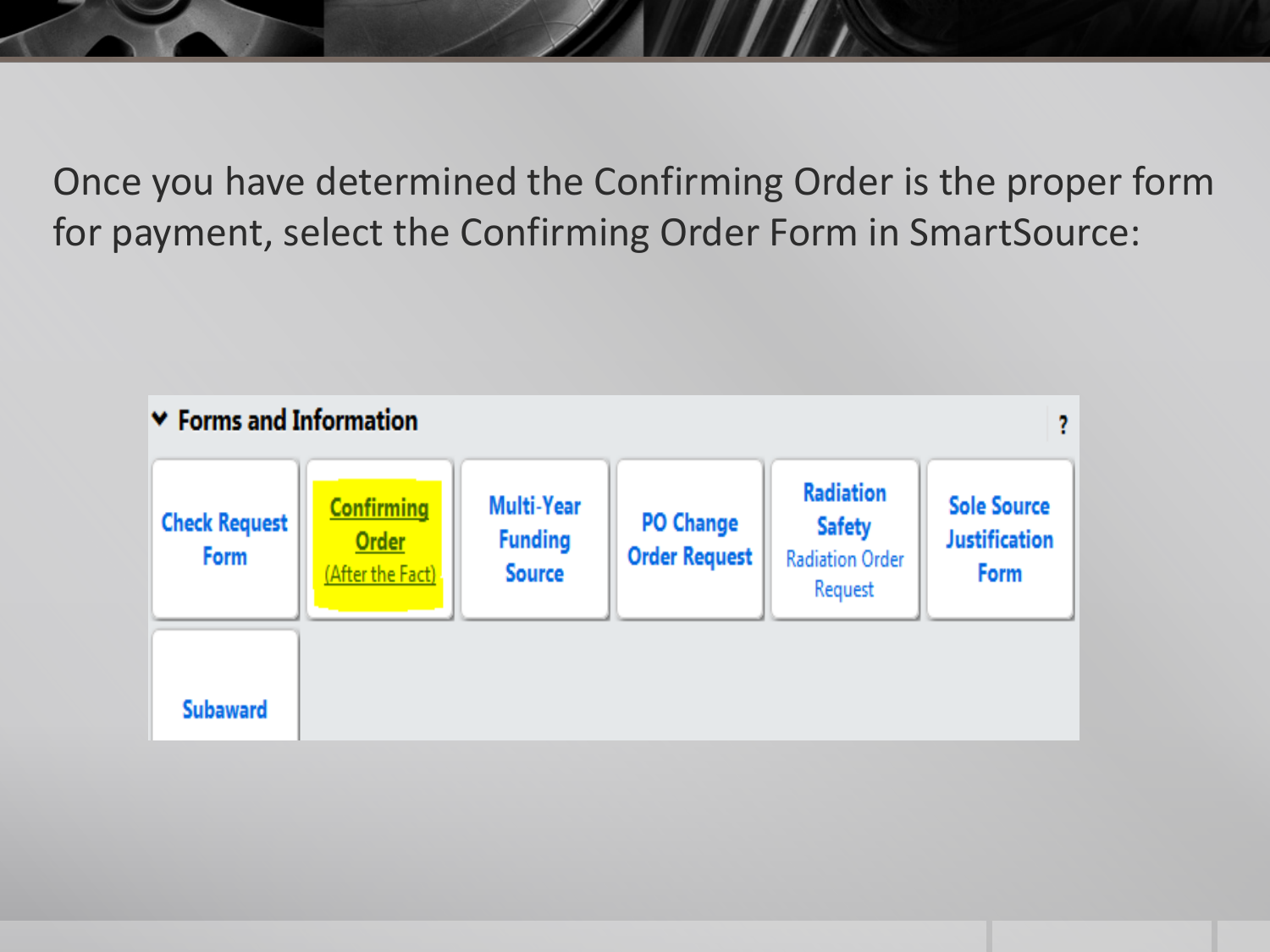Once you have determined the Confirming Order is the proper form for payment, select the Confirming Order Form in SmartSource:

**Forms and Information**

| | | | | | |
|---|---|---|---|---|---|
| Check Request Form | Confirming Order (After the Fact) | Multi-Year Funding Source | PO Change Order Request | Radiation Safety Radiation Order Request | Sole Source Justification Form |
| Subaward | | | | | |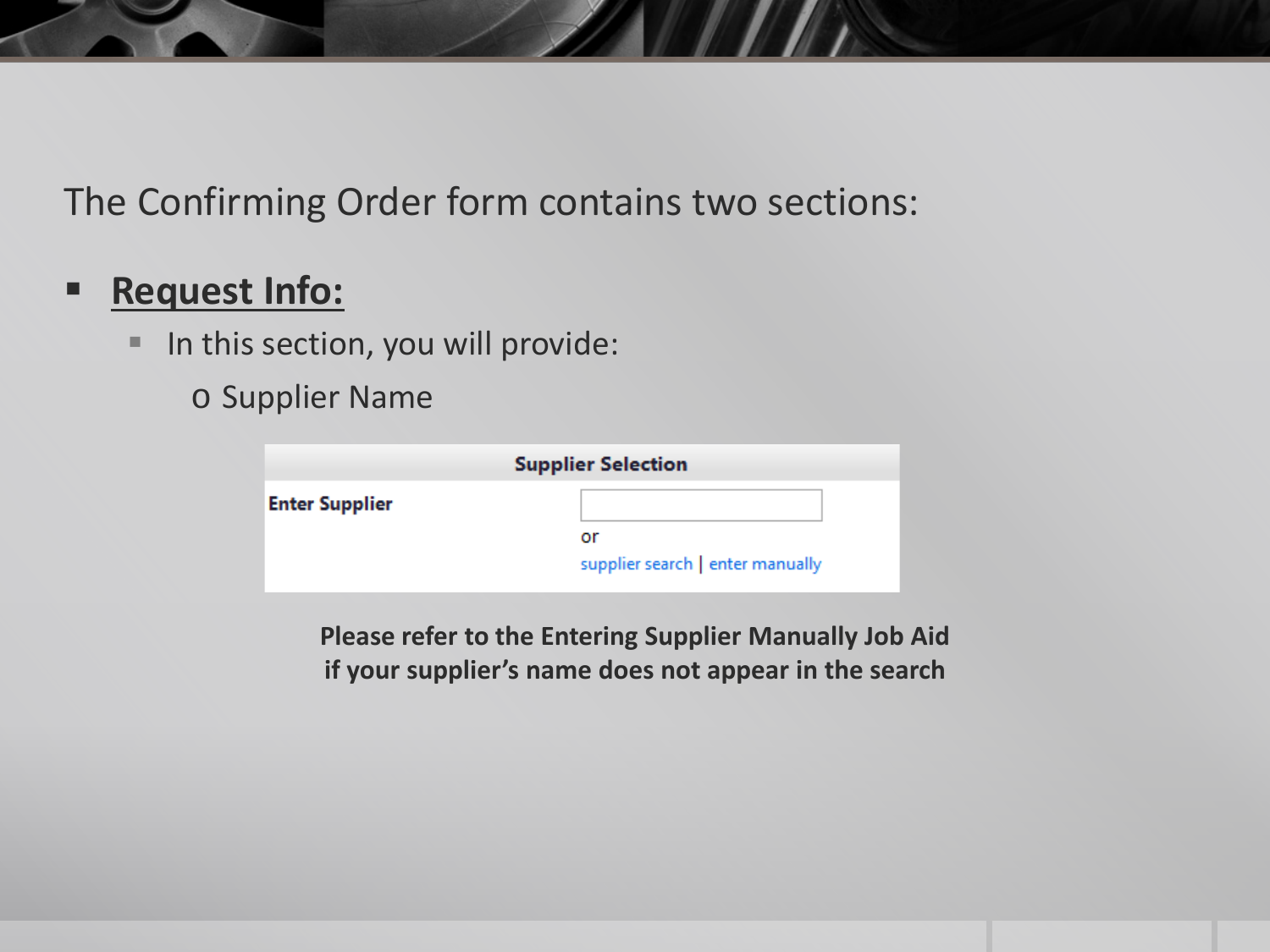The Confirming Order form contains two sections:

- **Request Info:**
  - In this section, you will provide:
    - Supplier Name

**Supplier Selection**

**Enter Supplier**

or

supplier search | enter manually

**Please refer to the Entering Supplier Manually Job Aid if your supplier's name does not appear in the search**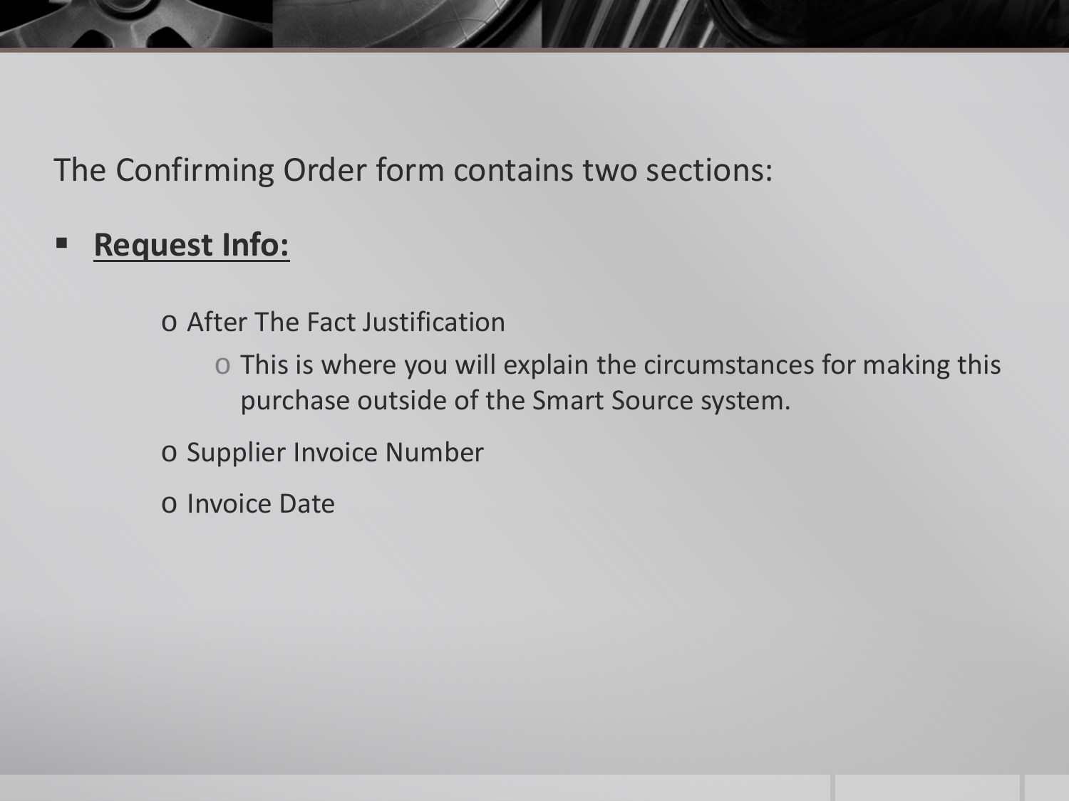The Confirming Order form contains two sections:

- **<u>Request Info:</u>**
    - After The Fact Justification
        - This is where you will explain the circumstances for making this purchase outside of the Smart Source system.
    - Supplier Invoice Number
    - Invoice Date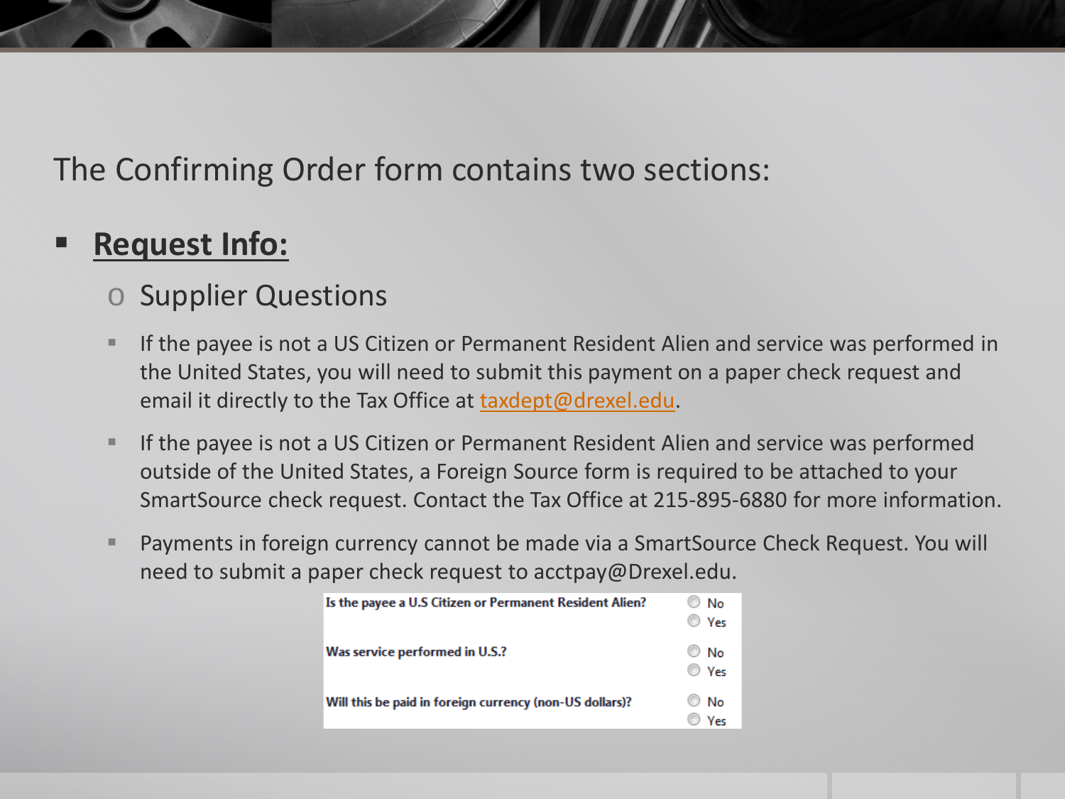The Confirming Order form contains two sections:

- **Request Info:**
  - Supplier Questions
    - If the payee is not a US Citizen or Permanent Resident Alien and service was performed in the United States, you will need to submit this payment on a paper check request and email it directly to the Tax Office at taxdept@drexel.edu.
    - If the payee is not a US Citizen or Permanent Resident Alien and service was performed outside of the United States, a Foreign Source form is required to be attached to your SmartSource check request. Contact the Tax Office at 215-895-6880 for more information.
    - Payments in foreign currency cannot be made via a SmartSource Check Request. You will need to submit a paper check request to acctpay@Drexel.edu.

| | |
|---|---|
| **Is the payee a U.S Citizen or Permanent Resident Alien?** | ○ No<br>○ Yes |
| **Was service performed in U.S.?** | ○ No<br>○ Yes |
| **Will this be paid in foreign currency (non-US dollars)?** | ○ No<br>○ Yes |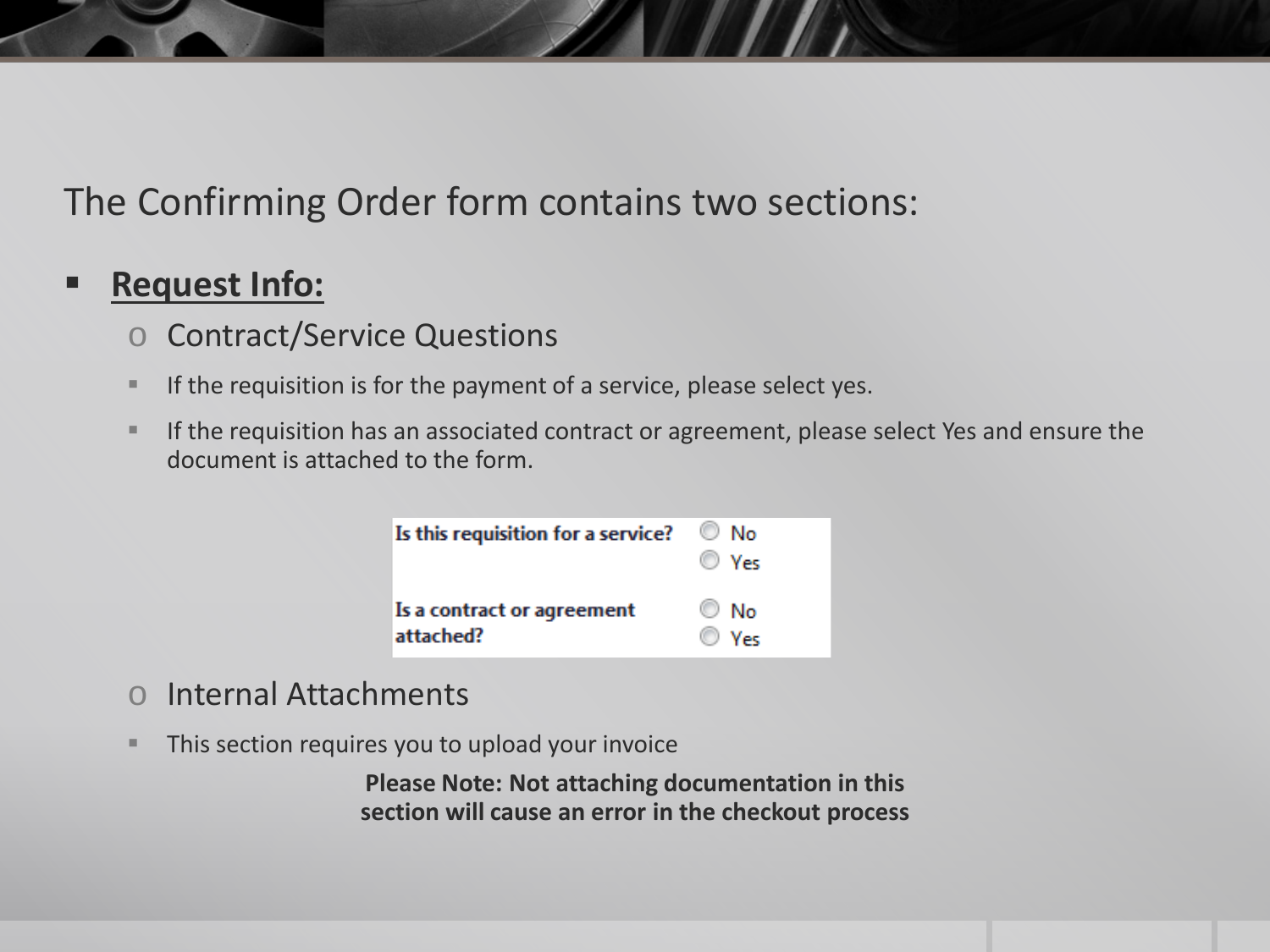The Confirming Order form contains two sections:

- **Request Info:**
  - Contract/Service Questions
    - If the requisition is for the payment of a service, please select yes.
    - If the requisition has an associated contract or agreement, please select Yes and ensure the document is attached to the form.

| **Is this requisition for a service?** | No / Yes |
| --- | --- |
| **Is a contract or agreement attached?** | No / Yes |

  - Internal Attachments
    - This section requires you to upload your invoice

**Please Note: Not attaching documentation in this section will cause an error in the checkout process**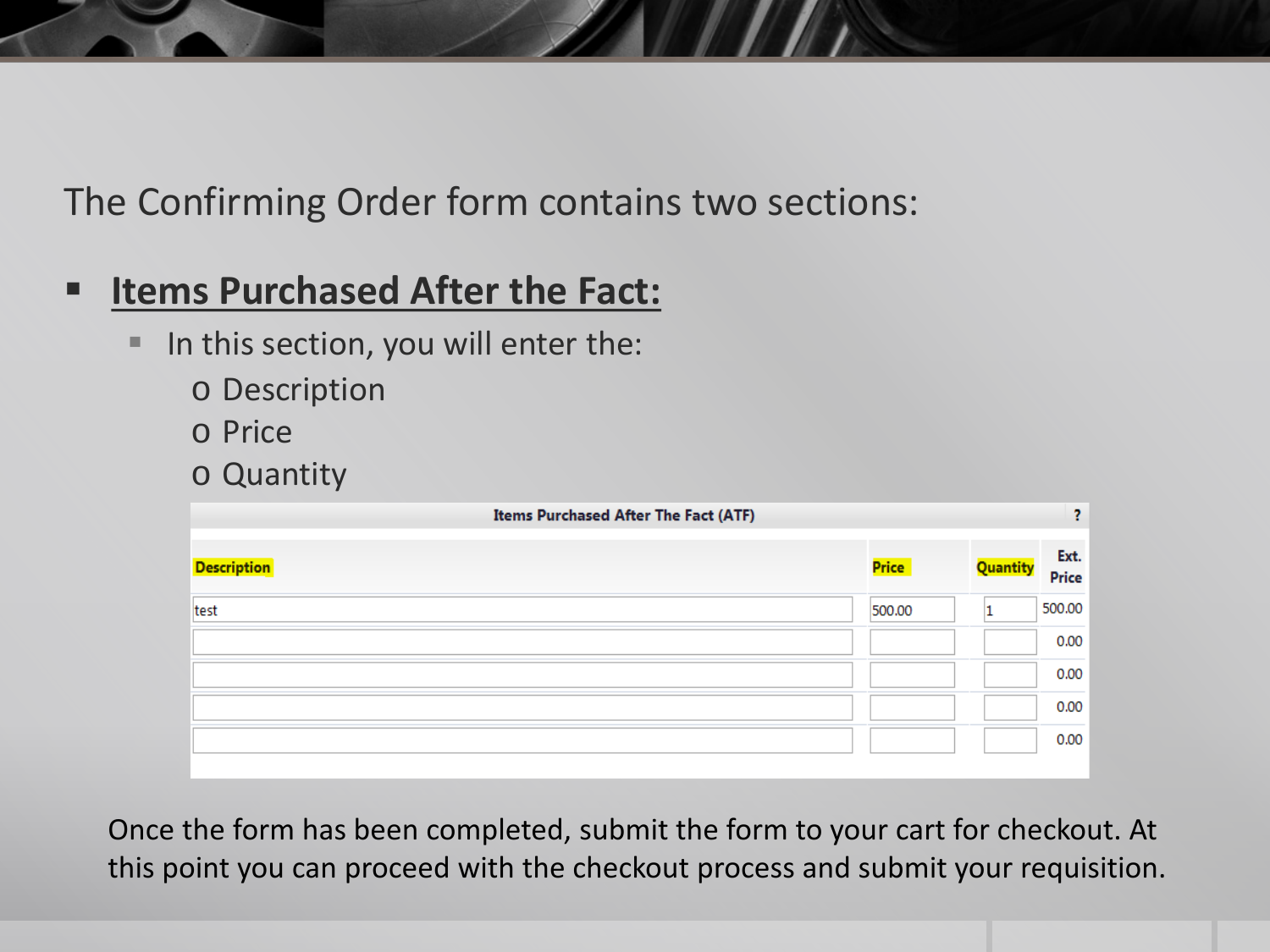The Confirming Order form contains two sections:

- **Items Purchased After the Fact:**
  - In this section, you will enter the:
    - Description
    - Price
    - Quantity

| Items Purchased After The Fact (ATF) | | | ? |
|---|---|---|---|
| **Description** | **Price** | **Quantity** | **Ext. Price** |
| test | 500.00 | 1 | 500.00 |
| | | | 0.00 |
| | | | 0.00 |
| | | | 0.00 |
| | | | 0.00 |

Once the form has been completed, submit the form to your cart for checkout. At this point you can proceed with the checkout process and submit your requisition.